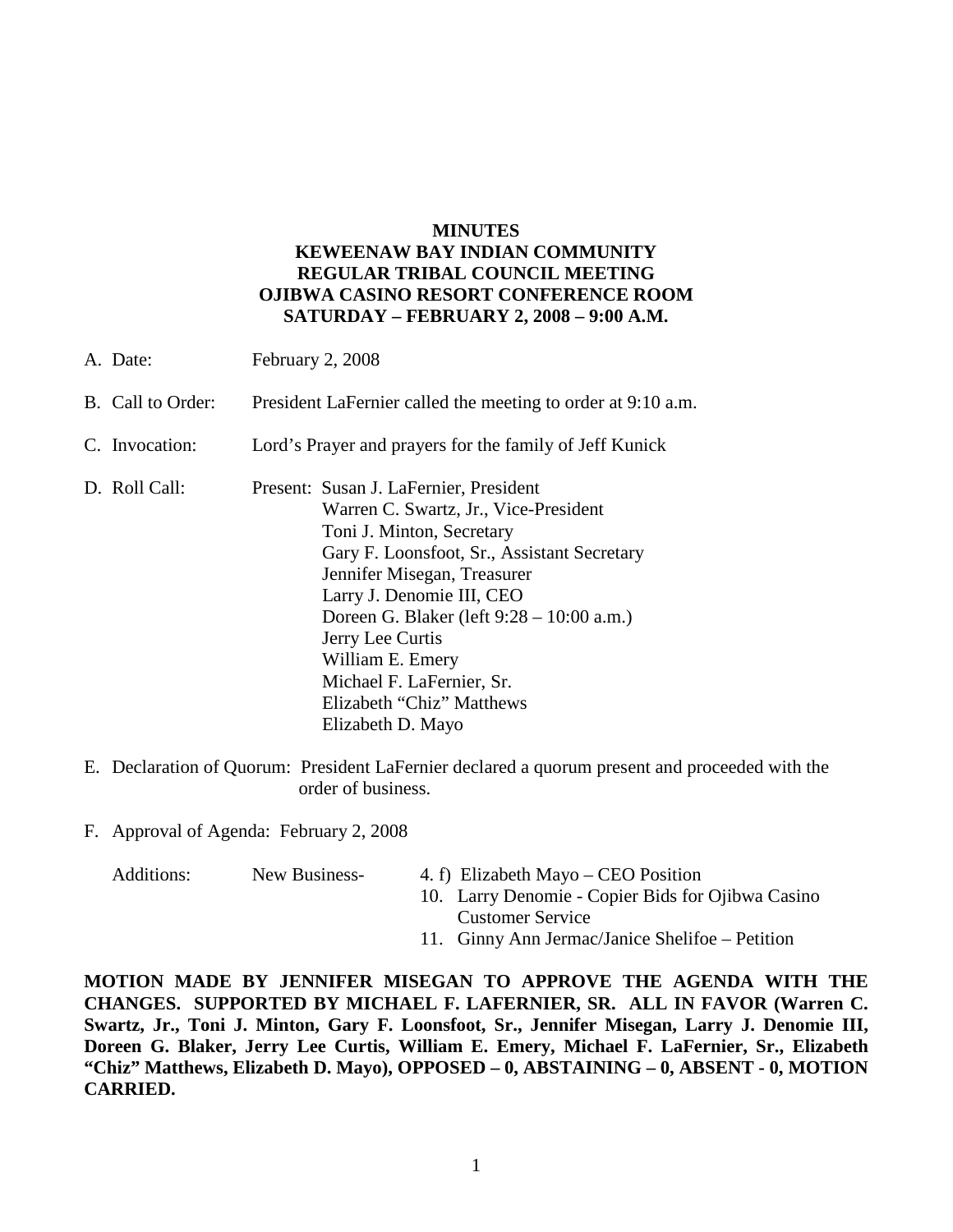# MINUTES
# KEWEENAW BAY INDIAN COMMUNITY
# REGULAR TRIBAL COUNCIL MEETING
# OJIBWA CASINO RESORT CONFERENCE ROOM
# SATURDAY – FEBRUARY 2, 2008 – 9:00 A.M.

A. Date: February 2, 2008

B. Call to Order: President LaFernier called the meeting to order at 9:10 a.m.

C. Invocation: Lord's Prayer and prayers for the family of Jeff Kunick

D. Roll Call: Present:
- Susan J. LaFernier, President
- Warren C. Swartz, Jr., Vice-President
- Toni J. Minton, Secretary
- Gary F. Loonsfoot, Sr., Assistant Secretary
- Jennifer Misegan, Treasurer
- Larry J. Denomie III, CEO
- Doreen G. Blaker (left 9:28 – 10:00 a.m.)
- Jerry Lee Curtis
- William E. Emery
- Michael F. LaFernier, Sr.
- Elizabeth "Chiz" Matthews
- Elizabeth D. Mayo

E. Declaration of Quorum: President LaFernier declared a quorum present and proceeded with the order of business.

F. Approval of Agenda: February 2, 2008

Additions: New Business-
- 4. f) Elizabeth Mayo – CEO Position
- 10. Larry Denomie - Copier Bids for Ojibwa Casino Customer Service
- 11. Ginny Ann Jermac/Janice Shelifoe – Petition

**MOTION MADE BY JENNIFER MISEGAN TO APPROVE THE AGENDA WITH THE CHANGES. SUPPORTED BY MICHAEL F. LAFERNIER, SR. ALL IN FAVOR (Warren C. Swartz, Jr., Toni J. Minton, Gary F. Loonsfoot, Sr., Jennifer Misegan, Larry J. Denomie III, Doreen G. Blaker, Jerry Lee Curtis, William E. Emery, Michael F. LaFernier, Sr., Elizabeth "Chiz" Matthews, Elizabeth D. Mayo), OPPOSED – 0, ABSTAINING – 0, ABSENT - 0, MOTION CARRIED.**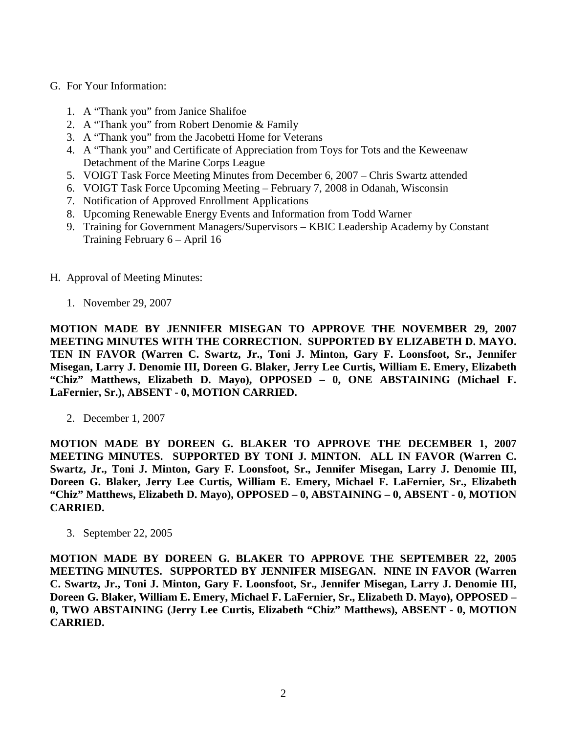G. For Your Information:

1. A "Thank you" from Janice Shalifoe
2. A "Thank you" from Robert Denomie & Family
3. A "Thank you" from the Jacobetti Home for Veterans
4. A "Thank you" and Certificate of Appreciation from Toys for Tots and the Keweenaw Detachment of the Marine Corps League
5. VOIGT Task Force Meeting Minutes from December 6, 2007 – Chris Swartz attended
6. VOIGT Task Force Upcoming Meeting – February 7, 2008 in Odanah, Wisconsin
7. Notification of Approved Enrollment Applications
8. Upcoming Renewable Energy Events and Information from Todd Warner
9. Training for Government Managers/Supervisors – KBIC Leadership Academy by Constant Training February 6 – April 16

H. Approval of Meeting Minutes:

1. November 29, 2007

**MOTION MADE BY JENNIFER MISEGAN TO APPROVE THE NOVEMBER 29, 2007 MEETING MINUTES WITH THE CORRECTION. SUPPORTED BY ELIZABETH D. MAYO. TEN IN FAVOR (Warren C. Swartz, Jr., Toni J. Minton, Gary F. Loonsfoot, Sr., Jennifer Misegan, Larry J. Denomie III, Doreen G. Blaker, Jerry Lee Curtis, William E. Emery, Elizabeth "Chiz" Matthews, Elizabeth D. Mayo), OPPOSED – 0, ONE ABSTAINING (Michael F. LaFernier, Sr.), ABSENT - 0, MOTION CARRIED.**

2. December 1, 2007

**MOTION MADE BY DOREEN G. BLAKER TO APPROVE THE DECEMBER 1, 2007 MEETING MINUTES. SUPPORTED BY TONI J. MINTON. ALL IN FAVOR (Warren C. Swartz, Jr., Toni J. Minton, Gary F. Loonsfoot, Sr., Jennifer Misegan, Larry J. Denomie III, Doreen G. Blaker, Jerry Lee Curtis, William E. Emery, Michael F. LaFernier, Sr., Elizabeth "Chiz" Matthews, Elizabeth D. Mayo), OPPOSED – 0, ABSTAINING – 0, ABSENT - 0, MOTION CARRIED.**

3. September 22, 2005

**MOTION MADE BY DOREEN G. BLAKER TO APPROVE THE SEPTEMBER 22, 2005 MEETING MINUTES. SUPPORTED BY JENNIFER MISEGAN. NINE IN FAVOR (Warren C. Swartz, Jr., Toni J. Minton, Gary F. Loonsfoot, Sr., Jennifer Misegan, Larry J. Denomie III, Doreen G. Blaker, William E. Emery, Michael F. LaFernier, Sr., Elizabeth D. Mayo), OPPOSED – 0, TWO ABSTAINING (Jerry Lee Curtis, Elizabeth "Chiz" Matthews), ABSENT - 0, MOTION CARRIED.**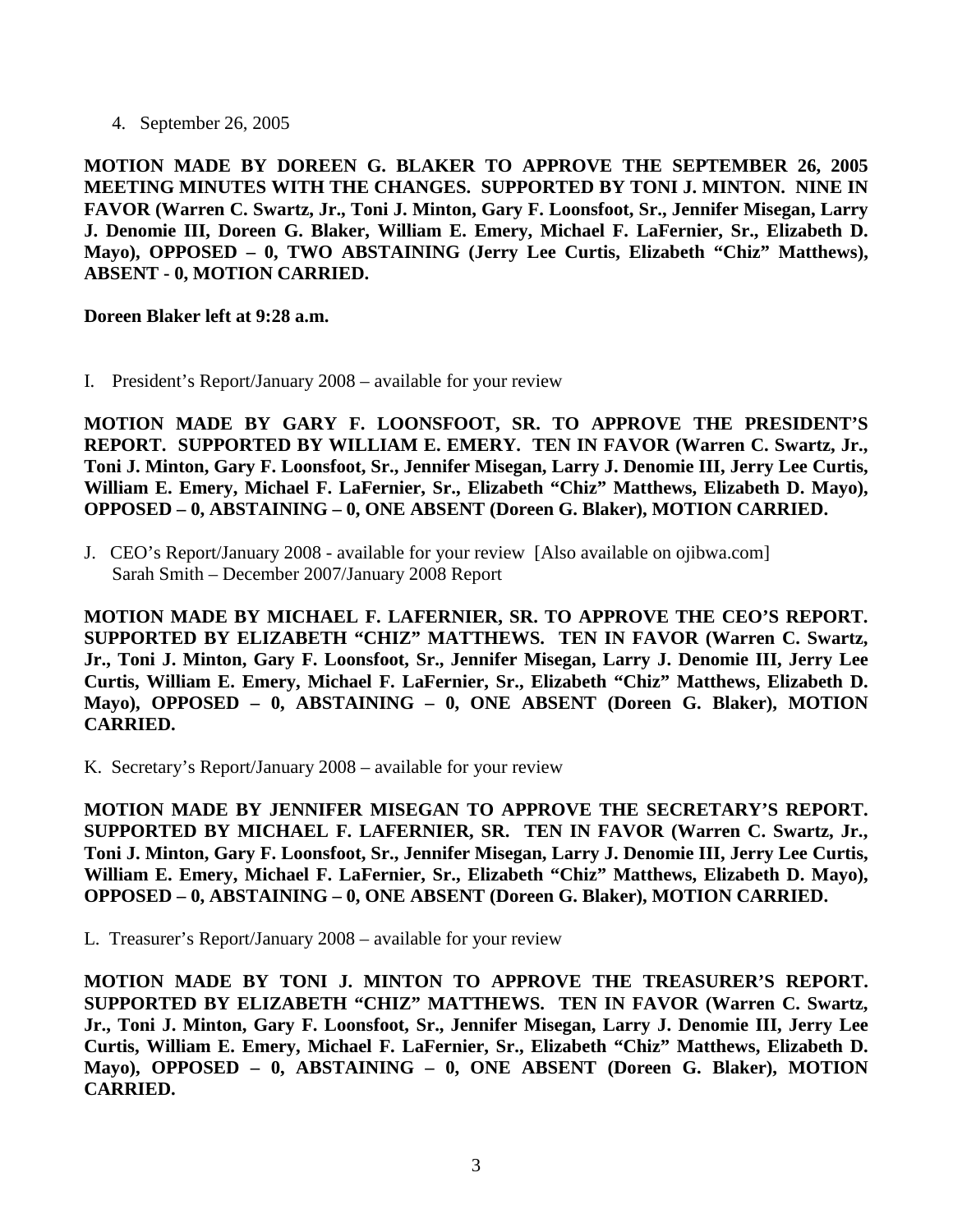4. September 26, 2005

**MOTION MADE BY DOREEN G. BLAKER TO APPROVE THE SEPTEMBER 26, 2005 MEETING MINUTES WITH THE CHANGES. SUPPORTED BY TONI J. MINTON. NINE IN FAVOR (Warren C. Swartz, Jr., Toni J. Minton, Gary F. Loonsfoot, Sr., Jennifer Misegan, Larry J. Denomie III, Doreen G. Blaker, William E. Emery, Michael F. LaFernier, Sr., Elizabeth D. Mayo), OPPOSED – 0, TWO ABSTAINING (Jerry Lee Curtis, Elizabeth "Chiz" Matthews), ABSENT - 0, MOTION CARRIED.**

**Doreen Blaker left at 9:28 a.m.**

I. President's Report/January 2008 – available for your review

**MOTION MADE BY GARY F. LOONSFOOT, SR. TO APPROVE THE PRESIDENT'S REPORT. SUPPORTED BY WILLIAM E. EMERY. TEN IN FAVOR (Warren C. Swartz, Jr., Toni J. Minton, Gary F. Loonsfoot, Sr., Jennifer Misegan, Larry J. Denomie III, Jerry Lee Curtis, William E. Emery, Michael F. LaFernier, Sr., Elizabeth "Chiz" Matthews, Elizabeth D. Mayo), OPPOSED – 0, ABSTAINING – 0, ONE ABSENT (Doreen G. Blaker), MOTION CARRIED.**

J. CEO's Report/January 2008 - available for your review [Also available on ojibwa.com]
Sarah Smith – December 2007/January 2008 Report

**MOTION MADE BY MICHAEL F. LAFERNIER, SR. TO APPROVE THE CEO'S REPORT. SUPPORTED BY ELIZABETH "CHIZ" MATTHEWS. TEN IN FAVOR (Warren C. Swartz, Jr., Toni J. Minton, Gary F. Loonsfoot, Sr., Jennifer Misegan, Larry J. Denomie III, Jerry Lee Curtis, William E. Emery, Michael F. LaFernier, Sr., Elizabeth "Chiz" Matthews, Elizabeth D. Mayo), OPPOSED – 0, ABSTAINING – 0, ONE ABSENT (Doreen G. Blaker), MOTION CARRIED.**

K. Secretary's Report/January 2008 – available for your review

**MOTION MADE BY JENNIFER MISEGAN TO APPROVE THE SECRETARY'S REPORT. SUPPORTED BY MICHAEL F. LAFERNIER, SR. TEN IN FAVOR (Warren C. Swartz, Jr., Toni J. Minton, Gary F. Loonsfoot, Sr., Jennifer Misegan, Larry J. Denomie III, Jerry Lee Curtis, William E. Emery, Michael F. LaFernier, Sr., Elizabeth "Chiz" Matthews, Elizabeth D. Mayo), OPPOSED – 0, ABSTAINING – 0, ONE ABSENT (Doreen G. Blaker), MOTION CARRIED.**

L. Treasurer's Report/January 2008 – available for your review

**MOTION MADE BY TONI J. MINTON TO APPROVE THE TREASURER'S REPORT. SUPPORTED BY ELIZABETH "CHIZ" MATTHEWS. TEN IN FAVOR (Warren C. Swartz, Jr., Toni J. Minton, Gary F. Loonsfoot, Sr., Jennifer Misegan, Larry J. Denomie III, Jerry Lee Curtis, William E. Emery, Michael F. LaFernier, Sr., Elizabeth "Chiz" Matthews, Elizabeth D. Mayo), OPPOSED – 0, ABSTAINING – 0, ONE ABSENT (Doreen G. Blaker), MOTION CARRIED.**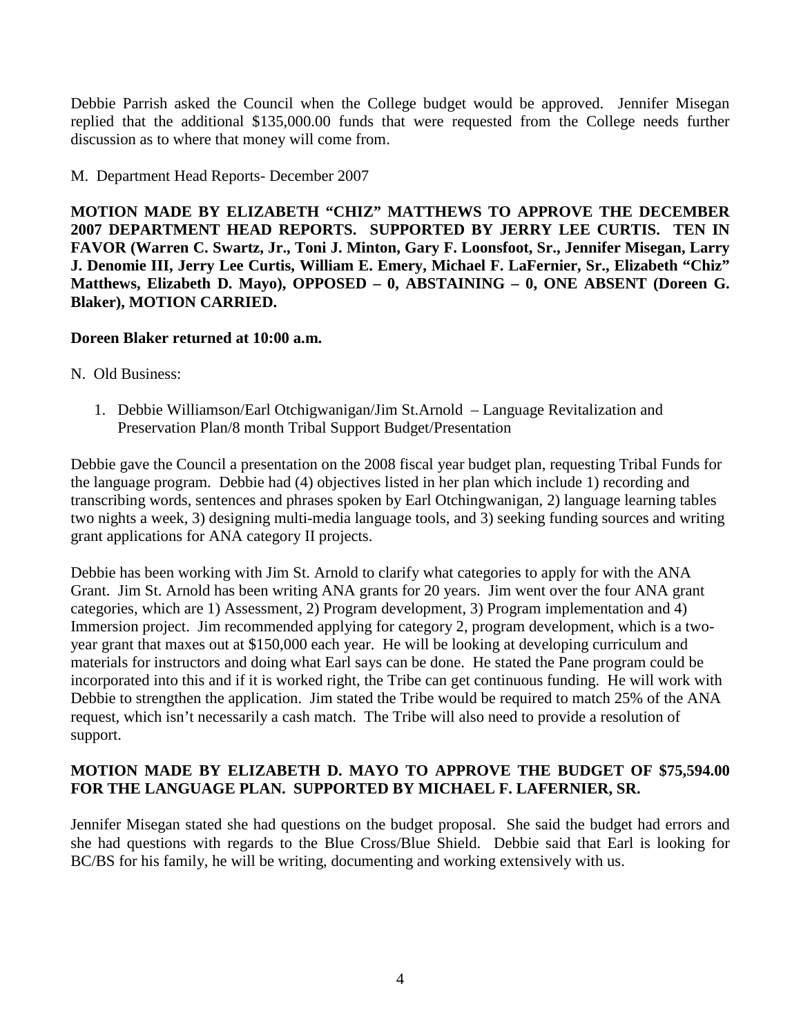Debbie Parrish asked the Council when the College budget would be approved. Jennifer Misegan replied that the additional $135,000.00 funds that were requested from the College needs further discussion as to where that money will come from.

M. Department Head Reports- December 2007

**MOTION MADE BY ELIZABETH "CHIZ" MATTHEWS TO APPROVE THE DECEMBER 2007 DEPARTMENT HEAD REPORTS. SUPPORTED BY JERRY LEE CURTIS. TEN IN FAVOR (Warren C. Swartz, Jr., Toni J. Minton, Gary F. Loonsfoot, Sr., Jennifer Misegan, Larry J. Denomie III, Jerry Lee Curtis, William E. Emery, Michael F. LaFernier, Sr., Elizabeth "Chiz" Matthews, Elizabeth D. Mayo), OPPOSED – 0, ABSTAINING – 0, ONE ABSENT (Doreen G. Blaker), MOTION CARRIED.**

**Doreen Blaker returned at 10:00 a.m.**

N. Old Business:

1. Debbie Williamson/Earl Otchigwanigan/Jim St.Arnold – Language Revitalization and Preservation Plan/8 month Tribal Support Budget/Presentation

Debbie gave the Council a presentation on the 2008 fiscal year budget plan, requesting Tribal Funds for the language program. Debbie had (4) objectives listed in her plan which include 1) recording and transcribing words, sentences and phrases spoken by Earl Otchingwanigan, 2) language learning tables two nights a week, 3) designing multi-media language tools, and 3) seeking funding sources and writing grant applications for ANA category II projects.

Debbie has been working with Jim St. Arnold to clarify what categories to apply for with the ANA Grant. Jim St. Arnold has been writing ANA grants for 20 years. Jim went over the four ANA grant categories, which are 1) Assessment, 2) Program development, 3) Program implementation and 4) Immersion project. Jim recommended applying for category 2, program development, which is a two-year grant that maxes out at $150,000 each year. He will be looking at developing curriculum and materials for instructors and doing what Earl says can be done. He stated the Pane program could be incorporated into this and if it is worked right, the Tribe can get continuous funding. He will work with Debbie to strengthen the application. Jim stated the Tribe would be required to match 25% of the ANA request, which isn't necessarily a cash match. The Tribe will also need to provide a resolution of support.

**MOTION MADE BY ELIZABETH D. MAYO TO APPROVE THE BUDGET OF $75,594.00 FOR THE LANGUAGE PLAN. SUPPORTED BY MICHAEL F. LAFERNIER, SR.**

Jennifer Misegan stated she had questions on the budget proposal. She said the budget had errors and she had questions with regards to the Blue Cross/Blue Shield. Debbie said that Earl is looking for BC/BS for his family, he will be writing, documenting and working extensively with us.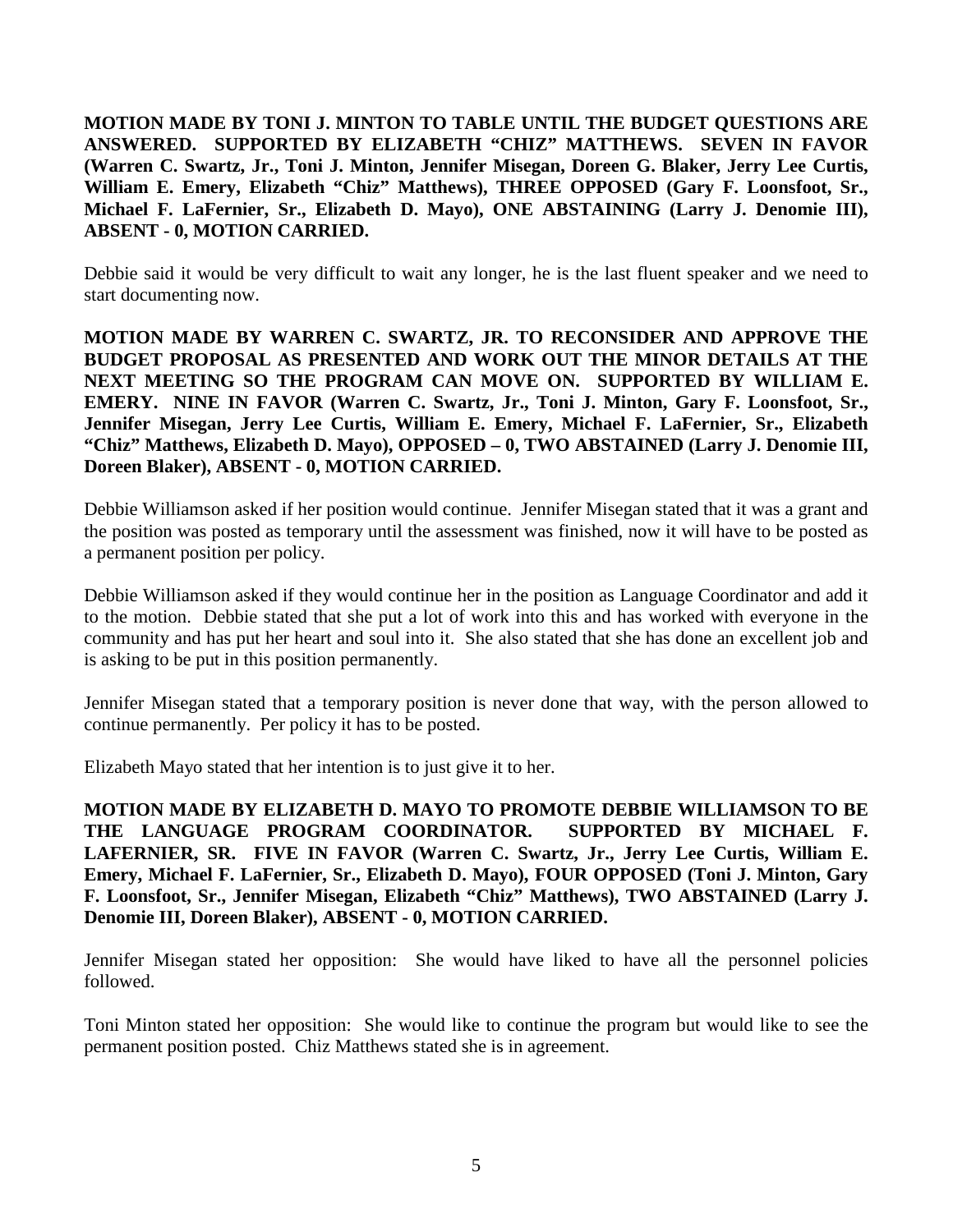**MOTION MADE BY TONI J. MINTON TO TABLE UNTIL THE BUDGET QUESTIONS ARE ANSWERED. SUPPORTED BY ELIZABETH "CHIZ" MATTHEWS. SEVEN IN FAVOR (Warren C. Swartz, Jr., Toni J. Minton, Jennifer Misegan, Doreen G. Blaker, Jerry Lee Curtis, William E. Emery, Elizabeth "Chiz" Matthews), THREE OPPOSED (Gary F. Loonsfoot, Sr., Michael F. LaFernier, Sr., Elizabeth D. Mayo), ONE ABSTAINING (Larry J. Denomie III), ABSENT - 0, MOTION CARRIED.**

Debbie said it would be very difficult to wait any longer, he is the last fluent speaker and we need to start documenting now.

**MOTION MADE BY WARREN C. SWARTZ, JR. TO RECONSIDER AND APPROVE THE BUDGET PROPOSAL AS PRESENTED AND WORK OUT THE MINOR DETAILS AT THE NEXT MEETING SO THE PROGRAM CAN MOVE ON. SUPPORTED BY WILLIAM E. EMERY. NINE IN FAVOR (Warren C. Swartz, Jr., Toni J. Minton, Gary F. Loonsfoot, Sr., Jennifer Misegan, Jerry Lee Curtis, William E. Emery, Michael F. LaFernier, Sr., Elizabeth "Chiz" Matthews, Elizabeth D. Mayo), OPPOSED – 0, TWO ABSTAINED (Larry J. Denomie III, Doreen Blaker), ABSENT - 0, MOTION CARRIED.**

Debbie Williamson asked if her position would continue. Jennifer Misegan stated that it was a grant and the position was posted as temporary until the assessment was finished, now it will have to be posted as a permanent position per policy.

Debbie Williamson asked if they would continue her in the position as Language Coordinator and add it to the motion. Debbie stated that she put a lot of work into this and has worked with everyone in the community and has put her heart and soul into it. She also stated that she has done an excellent job and is asking to be put in this position permanently.

Jennifer Misegan stated that a temporary position is never done that way, with the person allowed to continue permanently. Per policy it has to be posted.

Elizabeth Mayo stated that her intention is to just give it to her.

**MOTION MADE BY ELIZABETH D. MAYO TO PROMOTE DEBBIE WILLIAMSON TO BE THE LANGUAGE PROGRAM COORDINATOR. SUPPORTED BY MICHAEL F. LAFERNIER, SR. FIVE IN FAVOR (Warren C. Swartz, Jr., Jerry Lee Curtis, William E. Emery, Michael F. LaFernier, Sr., Elizabeth D. Mayo), FOUR OPPOSED (Toni J. Minton, Gary F. Loonsfoot, Sr., Jennifer Misegan, Elizabeth "Chiz" Matthews), TWO ABSTAINED (Larry J. Denomie III, Doreen Blaker), ABSENT - 0, MOTION CARRIED.**

Jennifer Misegan stated her opposition: She would have liked to have all the personnel policies followed.

Toni Minton stated her opposition: She would like to continue the program but would like to see the permanent position posted. Chiz Matthews stated she is in agreement.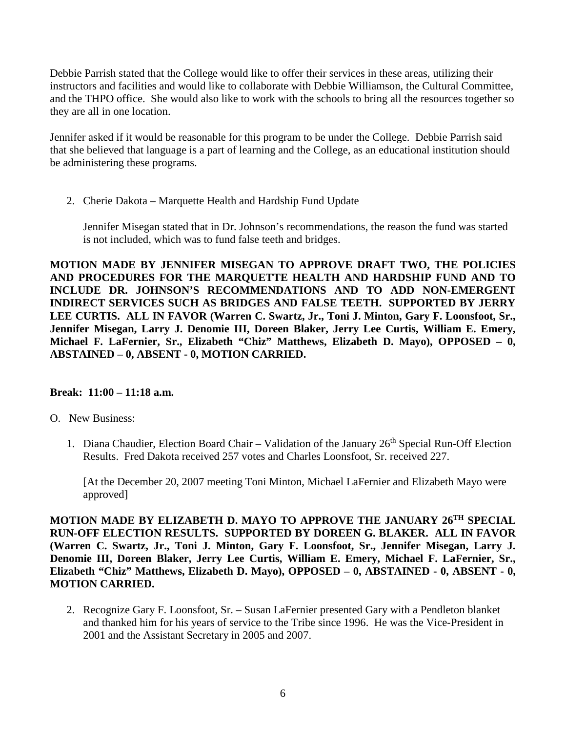Debbie Parrish stated that the College would like to offer their services in these areas, utilizing their instructors and facilities and would like to collaborate with Debbie Williamson, the Cultural Committee, and the THPO office. She would also like to work with the schools to bring all the resources together so they are all in one location.

Jennifer asked if it would be reasonable for this program to be under the College. Debbie Parrish said that she believed that language is a part of learning and the College, as an educational institution should be administering these programs.

2. Cherie Dakota – Marquette Health and Hardship Fund Update

   Jennifer Misegan stated that in Dr. Johnson's recommendations, the reason the fund was started is not included, which was to fund false teeth and bridges.

**MOTION MADE BY JENNIFER MISEGAN TO APPROVE DRAFT TWO, THE POLICIES AND PROCEDURES FOR THE MARQUETTE HEALTH AND HARDSHIP FUND AND TO INCLUDE DR. JOHNSON'S RECOMMENDATIONS AND TO ADD NON-EMERGENT INDIRECT SERVICES SUCH AS BRIDGES AND FALSE TEETH. SUPPORTED BY JERRY LEE CURTIS. ALL IN FAVOR (Warren C. Swartz, Jr., Toni J. Minton, Gary F. Loonsfoot, Sr., Jennifer Misegan, Larry J. Denomie III, Doreen Blaker, Jerry Lee Curtis, William E. Emery, Michael F. LaFernier, Sr., Elizabeth "Chiz" Matthews, Elizabeth D. Mayo), OPPOSED – 0, ABSTAINED – 0, ABSENT - 0, MOTION CARRIED.**

**Break: 11:00 – 11:18 a.m.**

O. New Business:

1. Diana Chaudier, Election Board Chair – Validation of the January 26th Special Run-Off Election Results. Fred Dakota received 257 votes and Charles Loonsfoot, Sr. received 227.

   [At the December 20, 2007 meeting Toni Minton, Michael LaFernier and Elizabeth Mayo were approved]

**MOTION MADE BY ELIZABETH D. MAYO TO APPROVE THE JANUARY 26TH SPECIAL RUN-OFF ELECTION RESULTS. SUPPORTED BY DOREEN G. BLAKER. ALL IN FAVOR (Warren C. Swartz, Jr., Toni J. Minton, Gary F. Loonsfoot, Sr., Jennifer Misegan, Larry J. Denomie III, Doreen Blaker, Jerry Lee Curtis, William E. Emery, Michael F. LaFernier, Sr., Elizabeth "Chiz" Matthews, Elizabeth D. Mayo), OPPOSED – 0, ABSTAINED - 0, ABSENT - 0, MOTION CARRIED.**

2. Recognize Gary F. Loonsfoot, Sr. – Susan LaFernier presented Gary with a Pendleton blanket and thanked him for his years of service to the Tribe since 1996. He was the Vice-President in 2001 and the Assistant Secretary in 2005 and 2007.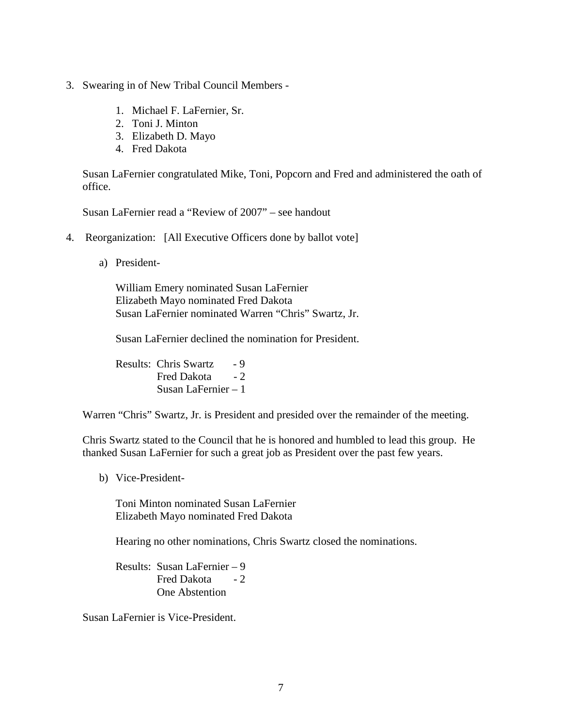3. Swearing in of New Tribal Council Members -

    1. Michael F. LaFernier, Sr.
    2. Toni J. Minton
    3. Elizabeth D. Mayo
    4. Fred Dakota

    Susan LaFernier congratulated Mike, Toni, Popcorn and Fred and administered the oath of office.

    Susan LaFernier read a “Review of 2007” – see handout

4. Reorganization: [All Executive Officers done by ballot vote]

    a) President-

        William Emery nominated Susan LaFernier
        Elizabeth Mayo nominated Fred Dakota
        Susan LaFernier nominated Warren “Chris” Swartz, Jr.

        Susan LaFernier declined the nomination for President.

        Results: Chris Swartz - 9
        Fred Dakota - 2
        Susan LaFernier – 1

    Warren “Chris” Swartz, Jr. is President and presided over the remainder of the meeting.

    Chris Swartz stated to the Council that he is honored and humbled to lead this group. He thanked Susan LaFernier for such a great job as President over the past few years.

    b) Vice-President-

        Toni Minton nominated Susan LaFernier
        Elizabeth Mayo nominated Fred Dakota

        Hearing no other nominations, Chris Swartz closed the nominations.

        Results: Susan LaFernier – 9
        Fred Dakota - 2
        One Abstention

    Susan LaFernier is Vice-President.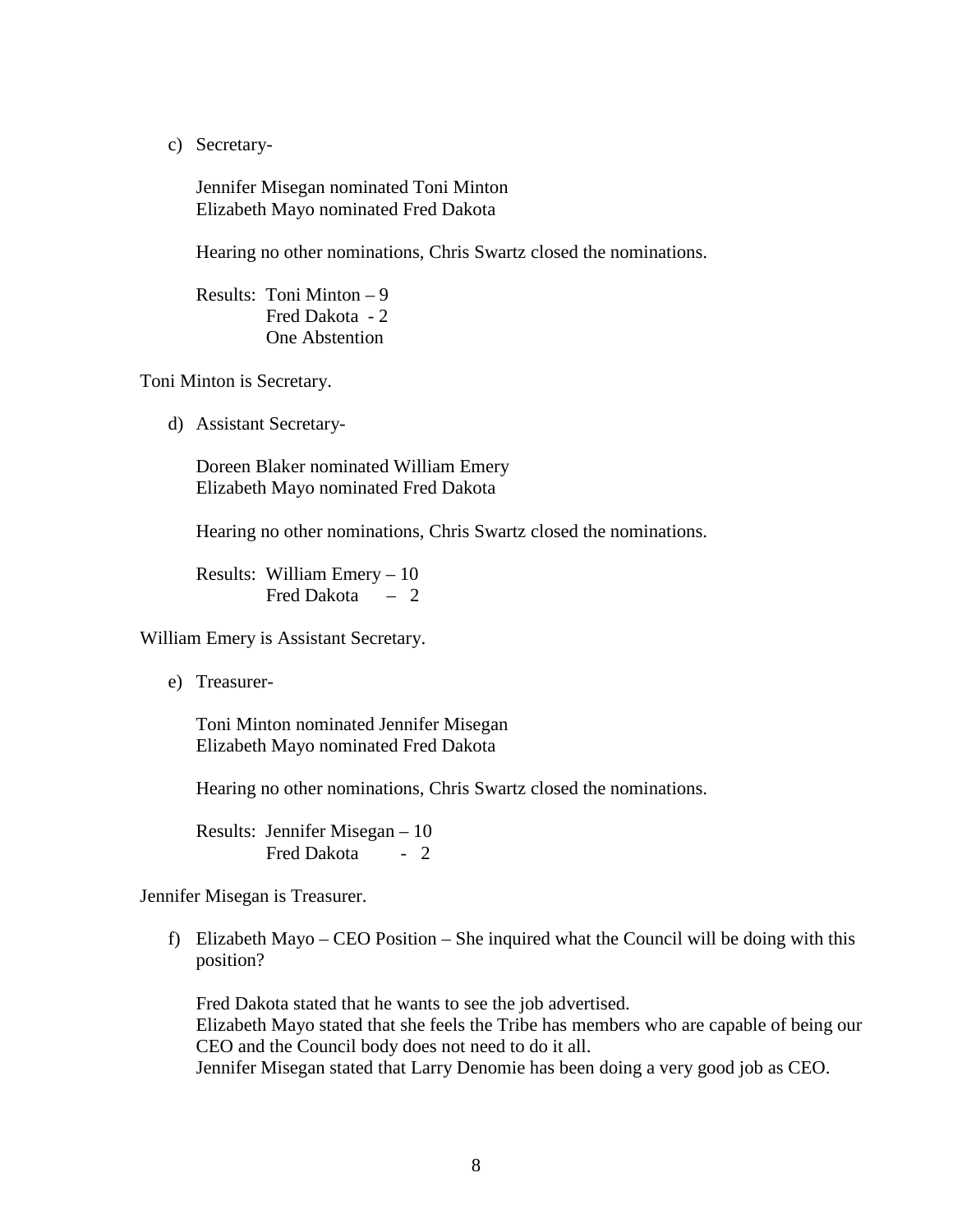c) Secretary-

   Jennifer Misegan nominated Toni Minton
   Elizabeth Mayo nominated Fred Dakota

   Hearing no other nominations, Chris Swartz closed the nominations.

   Results: Toni Minton – 9
   Fred Dakota - 2
   One Abstention

Toni Minton is Secretary.

d) Assistant Secretary-

   Doreen Blaker nominated William Emery
   Elizabeth Mayo nominated Fred Dakota

   Hearing no other nominations, Chris Swartz closed the nominations.

   Results: William Emery – 10
   Fred Dakota – 2

William Emery is Assistant Secretary.

e) Treasurer-

   Toni Minton nominated Jennifer Misegan
   Elizabeth Mayo nominated Fred Dakota

   Hearing no other nominations, Chris Swartz closed the nominations.

   Results: Jennifer Misegan – 10
   Fred Dakota - 2

Jennifer Misegan is Treasurer.

f) Elizabeth Mayo – CEO Position – She inquired what the Council will be doing with this position?

   Fred Dakota stated that he wants to see the job advertised.
   Elizabeth Mayo stated that she feels the Tribe has members who are capable of being our CEO and the Council body does not need to do it all.
   Jennifer Misegan stated that Larry Denomie has been doing a very good job as CEO.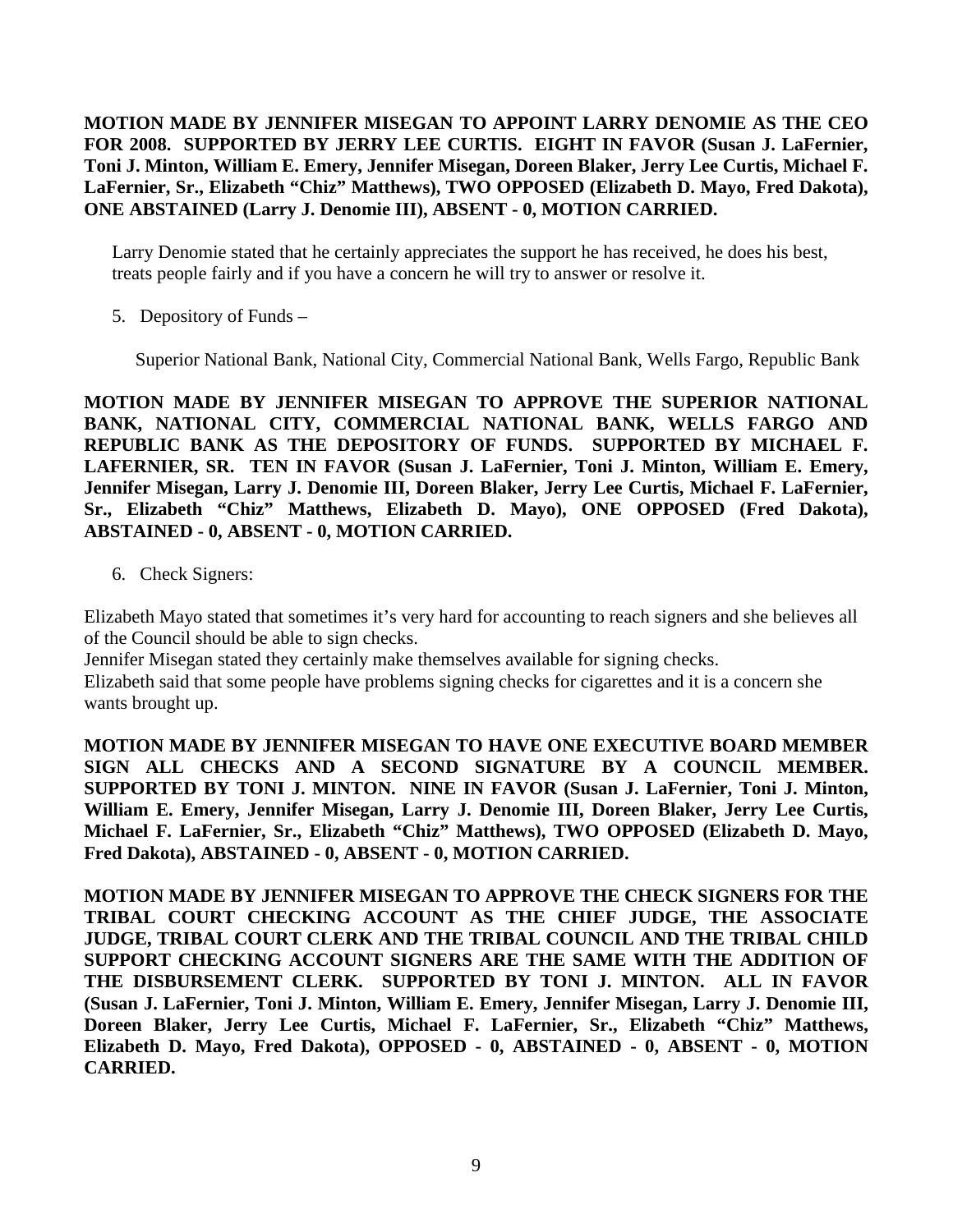**MOTION MADE BY JENNIFER MISEGAN TO APPOINT LARRY DENOMIE AS THE CEO FOR 2008. SUPPORTED BY JERRY LEE CURTIS. EIGHT IN FAVOR (Susan J. LaFernier, Toni J. Minton, William E. Emery, Jennifer Misegan, Doreen Blaker, Jerry Lee Curtis, Michael F. LaFernier, Sr., Elizabeth "Chiz" Matthews), TWO OPPOSED (Elizabeth D. Mayo, Fred Dakota), ONE ABSTAINED (Larry J. Denomie III), ABSENT - 0, MOTION CARRIED.**

Larry Denomie stated that he certainly appreciates the support he has received, he does his best, treats people fairly and if you have a concern he will try to answer or resolve it.

5. Depository of Funds –

Superior National Bank, National City, Commercial National Bank, Wells Fargo, Republic Bank

**MOTION MADE BY JENNIFER MISEGAN TO APPROVE THE SUPERIOR NATIONAL BANK, NATIONAL CITY, COMMERCIAL NATIONAL BANK, WELLS FARGO AND REPUBLIC BANK AS THE DEPOSITORY OF FUNDS. SUPPORTED BY MICHAEL F. LAFERNIER, SR. TEN IN FAVOR (Susan J. LaFernier, Toni J. Minton, William E. Emery, Jennifer Misegan, Larry J. Denomie III, Doreen Blaker, Jerry Lee Curtis, Michael F. LaFernier, Sr., Elizabeth "Chiz" Matthews, Elizabeth D. Mayo), ONE OPPOSED (Fred Dakota), ABSTAINED - 0, ABSENT - 0, MOTION CARRIED.**

6. Check Signers:

Elizabeth Mayo stated that sometimes it's very hard for accounting to reach signers and she believes all of the Council should be able to sign checks.

Jennifer Misegan stated they certainly make themselves available for signing checks.

Elizabeth said that some people have problems signing checks for cigarettes and it is a concern she wants brought up.

**MOTION MADE BY JENNIFER MISEGAN TO HAVE ONE EXECUTIVE BOARD MEMBER SIGN ALL CHECKS AND A SECOND SIGNATURE BY A COUNCIL MEMBER. SUPPORTED BY TONI J. MINTON. NINE IN FAVOR (Susan J. LaFernier, Toni J. Minton, William E. Emery, Jennifer Misegan, Larry J. Denomie III, Doreen Blaker, Jerry Lee Curtis, Michael F. LaFernier, Sr., Elizabeth "Chiz" Matthews), TWO OPPOSED (Elizabeth D. Mayo, Fred Dakota), ABSTAINED - 0, ABSENT - 0, MOTION CARRIED.**

**MOTION MADE BY JENNIFER MISEGAN TO APPROVE THE CHECK SIGNERS FOR THE TRIBAL COURT CHECKING ACCOUNT AS THE CHIEF JUDGE, THE ASSOCIATE JUDGE, TRIBAL COURT CLERK AND THE TRIBAL COUNCIL AND THE TRIBAL CHILD SUPPORT CHECKING ACCOUNT SIGNERS ARE THE SAME WITH THE ADDITION OF THE DISBURSEMENT CLERK. SUPPORTED BY TONI J. MINTON. ALL IN FAVOR (Susan J. LaFernier, Toni J. Minton, William E. Emery, Jennifer Misegan, Larry J. Denomie III, Doreen Blaker, Jerry Lee Curtis, Michael F. LaFernier, Sr., Elizabeth "Chiz" Matthews, Elizabeth D. Mayo, Fred Dakota), OPPOSED - 0, ABSTAINED - 0, ABSENT - 0, MOTION CARRIED.**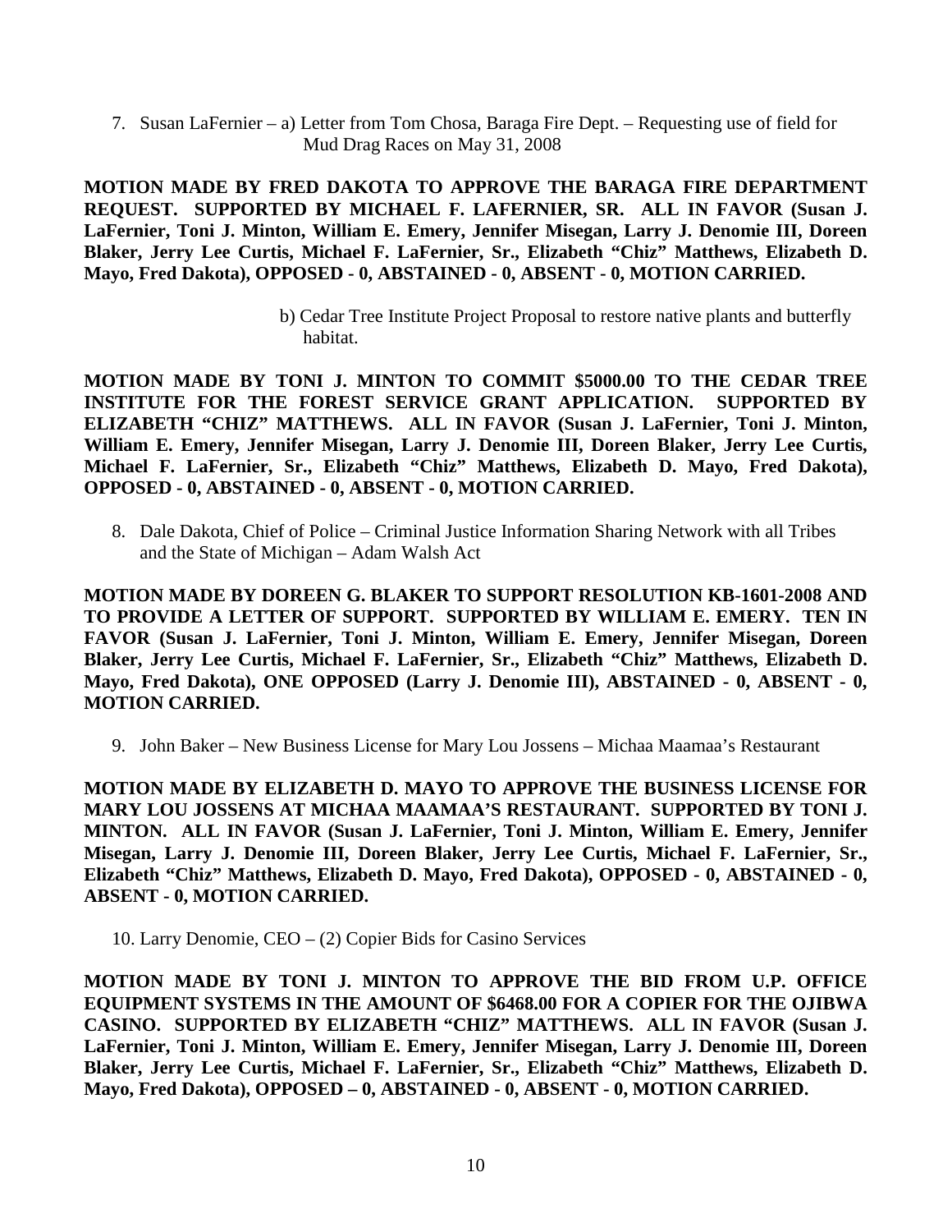7. Susan LaFernier – a) Letter from Tom Chosa, Baraga Fire Dept. – Requesting use of field for Mud Drag Races on May 31, 2008

**MOTION MADE BY FRED DAKOTA TO APPROVE THE BARAGA FIRE DEPARTMENT REQUEST. SUPPORTED BY MICHAEL F. LAFERNIER, SR. ALL IN FAVOR (Susan J. LaFernier, Toni J. Minton, William E. Emery, Jennifer Misegan, Larry J. Denomie III, Doreen Blaker, Jerry Lee Curtis, Michael F. LaFernier, Sr., Elizabeth "Chiz" Matthews, Elizabeth D. Mayo, Fred Dakota), OPPOSED - 0, ABSTAINED - 0, ABSENT - 0, MOTION CARRIED.**

b) Cedar Tree Institute Project Proposal to restore native plants and butterfly habitat.

**MOTION MADE BY TONI J. MINTON TO COMMIT $5000.00 TO THE CEDAR TREE INSTITUTE FOR THE FOREST SERVICE GRANT APPLICATION. SUPPORTED BY ELIZABETH "CHIZ" MATTHEWS. ALL IN FAVOR (Susan J. LaFernier, Toni J. Minton, William E. Emery, Jennifer Misegan, Larry J. Denomie III, Doreen Blaker, Jerry Lee Curtis, Michael F. LaFernier, Sr., Elizabeth "Chiz" Matthews, Elizabeth D. Mayo, Fred Dakota), OPPOSED - 0, ABSTAINED - 0, ABSENT - 0, MOTION CARRIED.**

8. Dale Dakota, Chief of Police – Criminal Justice Information Sharing Network with all Tribes and the State of Michigan – Adam Walsh Act

**MOTION MADE BY DOREEN G. BLAKER TO SUPPORT RESOLUTION KB-1601-2008 AND TO PROVIDE A LETTER OF SUPPORT. SUPPORTED BY WILLIAM E. EMERY. TEN IN FAVOR (Susan J. LaFernier, Toni J. Minton, William E. Emery, Jennifer Misegan, Doreen Blaker, Jerry Lee Curtis, Michael F. LaFernier, Sr., Elizabeth "Chiz" Matthews, Elizabeth D. Mayo, Fred Dakota), ONE OPPOSED (Larry J. Denomie III), ABSTAINED - 0, ABSENT - 0, MOTION CARRIED.**

9. John Baker – New Business License for Mary Lou Jossens – Michaa Maamaa's Restaurant

**MOTION MADE BY ELIZABETH D. MAYO TO APPROVE THE BUSINESS LICENSE FOR MARY LOU JOSSENS AT MICHAA MAAMAA'S RESTAURANT. SUPPORTED BY TONI J. MINTON. ALL IN FAVOR (Susan J. LaFernier, Toni J. Minton, William E. Emery, Jennifer Misegan, Larry J. Denomie III, Doreen Blaker, Jerry Lee Curtis, Michael F. LaFernier, Sr., Elizabeth "Chiz" Matthews, Elizabeth D. Mayo, Fred Dakota), OPPOSED - 0, ABSTAINED - 0, ABSENT - 0, MOTION CARRIED.**

10. Larry Denomie, CEO – (2) Copier Bids for Casino Services

**MOTION MADE BY TONI J. MINTON TO APPROVE THE BID FROM U.P. OFFICE EQUIPMENT SYSTEMS IN THE AMOUNT OF $6468.00 FOR A COPIER FOR THE OJIBWA CASINO. SUPPORTED BY ELIZABETH "CHIZ" MATTHEWS. ALL IN FAVOR (Susan J. LaFernier, Toni J. Minton, William E. Emery, Jennifer Misegan, Larry J. Denomie III, Doreen Blaker, Jerry Lee Curtis, Michael F. LaFernier, Sr., Elizabeth "Chiz" Matthews, Elizabeth D. Mayo, Fred Dakota), OPPOSED – 0, ABSTAINED - 0, ABSENT - 0, MOTION CARRIED.**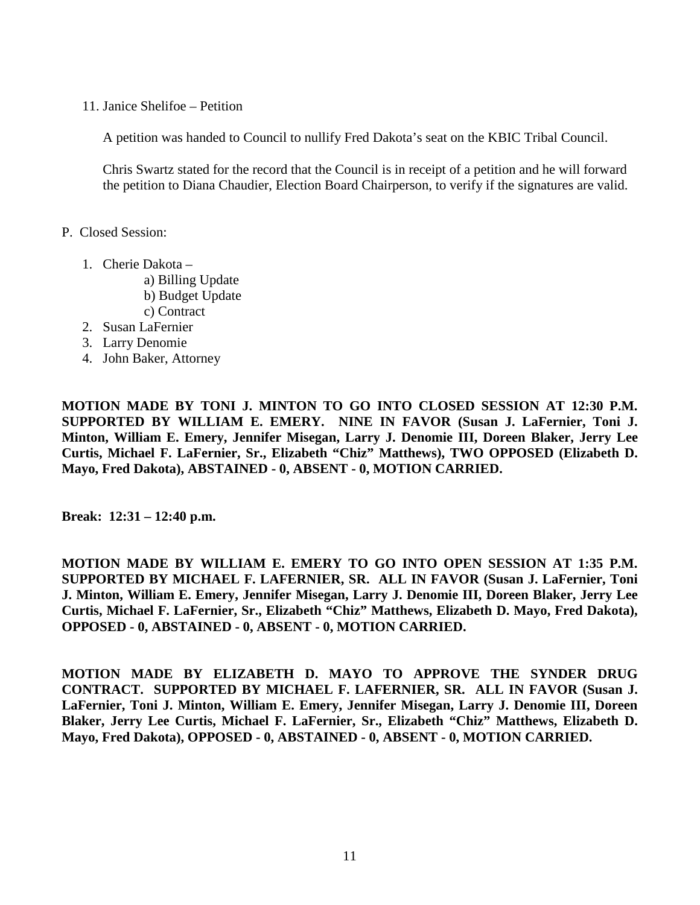11. Janice Shelifoe – Petition

    A petition was handed to Council to nullify Fred Dakota's seat on the KBIC Tribal Council.

    Chris Swartz stated for the record that the Council is in receipt of a petition and he will forward the petition to Diana Chaudier, Election Board Chairperson, to verify if the signatures are valid.

P. Closed Session:

1. Cherie Dakota –
   a) Billing Update
   b) Budget Update
   c) Contract
2. Susan LaFernier
3. Larry Denomie
4. John Baker, Attorney

**MOTION MADE BY TONI J. MINTON TO GO INTO CLOSED SESSION AT 12:30 P.M. SUPPORTED BY WILLIAM E. EMERY. NINE IN FAVOR (Susan J. LaFernier, Toni J. Minton, William E. Emery, Jennifer Misegan, Larry J. Denomie III, Doreen Blaker, Jerry Lee Curtis, Michael F. LaFernier, Sr., Elizabeth "Chiz" Matthews), TWO OPPOSED (Elizabeth D. Mayo, Fred Dakota), ABSTAINED - 0, ABSENT - 0, MOTION CARRIED.**

**Break: 12:31 – 12:40 p.m.**

**MOTION MADE BY WILLIAM E. EMERY TO GO INTO OPEN SESSION AT 1:35 P.M. SUPPORTED BY MICHAEL F. LAFERNIER, SR. ALL IN FAVOR (Susan J. LaFernier, Toni J. Minton, William E. Emery, Jennifer Misegan, Larry J. Denomie III, Doreen Blaker, Jerry Lee Curtis, Michael F. LaFernier, Sr., Elizabeth "Chiz" Matthews, Elizabeth D. Mayo, Fred Dakota), OPPOSED - 0, ABSTAINED - 0, ABSENT - 0, MOTION CARRIED.**

**MOTION MADE BY ELIZABETH D. MAYO TO APPROVE THE SYNDER DRUG CONTRACT. SUPPORTED BY MICHAEL F. LAFERNIER, SR. ALL IN FAVOR (Susan J. LaFernier, Toni J. Minton, William E. Emery, Jennifer Misegan, Larry J. Denomie III, Doreen Blaker, Jerry Lee Curtis, Michael F. LaFernier, Sr., Elizabeth "Chiz" Matthews, Elizabeth D. Mayo, Fred Dakota), OPPOSED - 0, ABSTAINED - 0, ABSENT - 0, MOTION CARRIED.**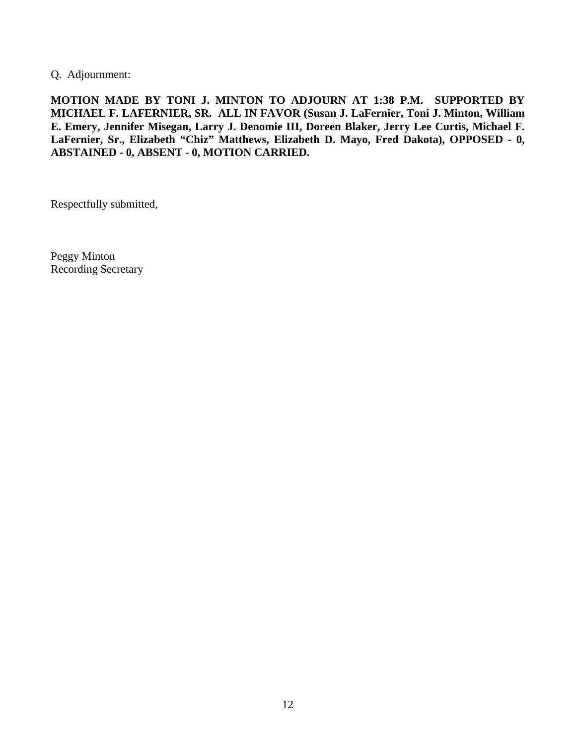Q. Adjournment:

**MOTION MADE BY TONI J. MINTON TO ADJOURN AT 1:38 P.M. SUPPORTED BY MICHAEL F. LAFERNIER, SR. ALL IN FAVOR (Susan J. LaFernier, Toni J. Minton, William E. Emery, Jennifer Misegan, Larry J. Denomie III, Doreen Blaker, Jerry Lee Curtis, Michael F. LaFernier, Sr., Elizabeth "Chiz" Matthews, Elizabeth D. Mayo, Fred Dakota), OPPOSED - 0, ABSTAINED - 0, ABSENT - 0, MOTION CARRIED.**

Respectfully submitted,

Peggy Minton
Recording Secretary